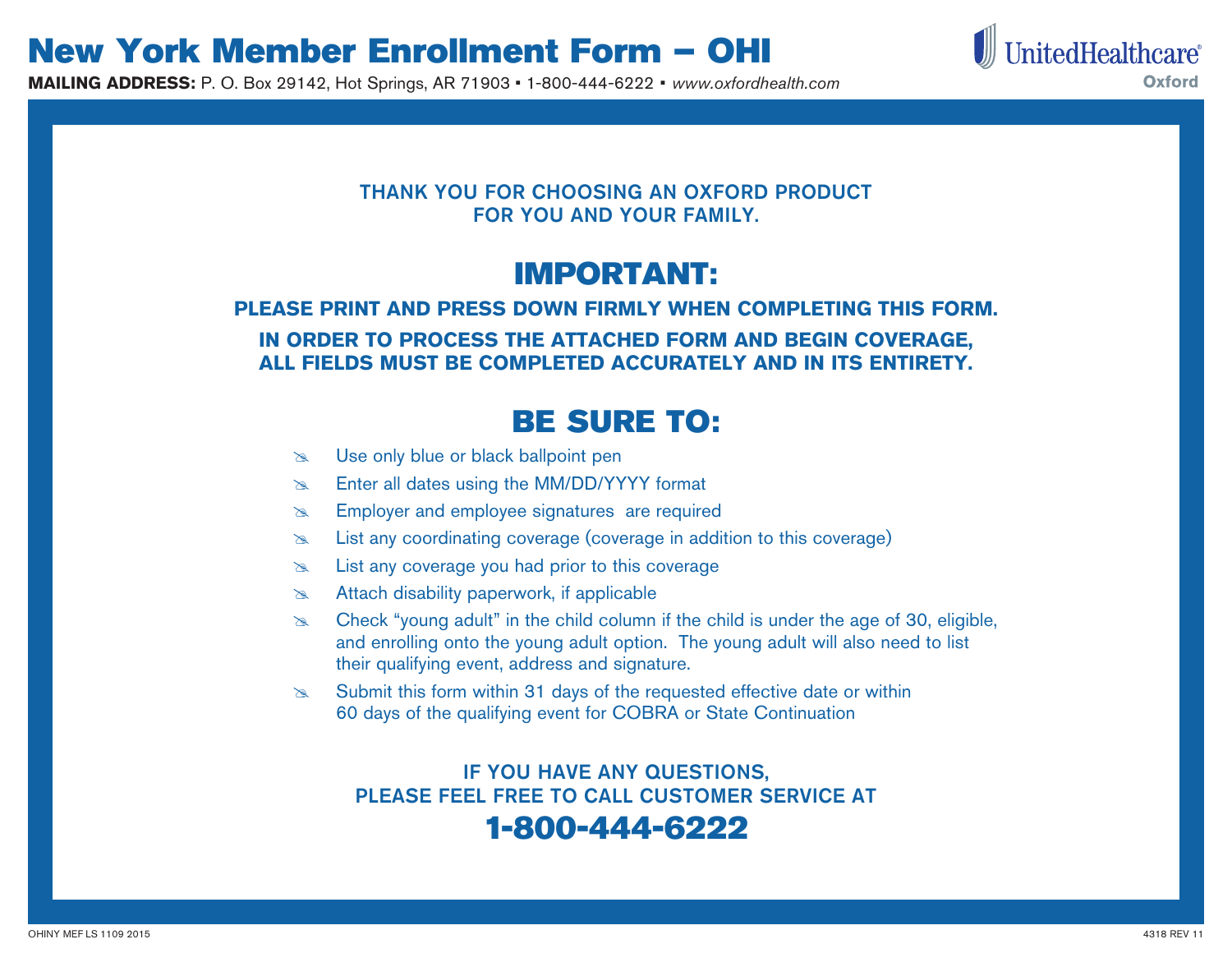# New York Member Enrollment Form – OHI

**MAILING ADDRESS:** P. O. Box 29142, Hot Springs, AR 71903 ▪ 1-800-444-6222 ▪ *www.oxfordhealth.com*

UnitedHealthcare
Oxford

THANK YOU FOR CHOOSING AN OXFORD PRODUCT
FOR YOU AND YOUR FAMILY.

## IMPORTANT:

**PLEASE PRINT AND PRESS DOWN FIRMLY WHEN COMPLETING THIS FORM.**

**IN ORDER TO PROCESS THE ATTACHED FORM AND BEGIN COVERAGE, ALL FIELDS MUST BE COMPLETED ACCURATELY AND IN ITS ENTIRETY.**

## BE SURE TO:

- Use only blue or black ballpoint pen
- Enter all dates using the MM/DD/YYYY format
- Employer and employee signatures are required
- List any coordinating coverage (coverage in addition to this coverage)
- List any coverage you had prior to this coverage
- Attach disability paperwork, if applicable
- Check "young adult" in the child column if the child is under the age of 30, eligible, and enrolling onto the young adult option. The young adult will also need to list their qualifying event, address and signature.
- Submit this form within 31 days of the requested effective date or within 60 days of the qualifying event for COBRA or State Continuation

IF YOU HAVE ANY QUESTIONS,
PLEASE FEEL FREE TO CALL CUSTOMER SERVICE AT

**1-800-444-6222**

OHINY MEF LS 1109 2015

4318 REV 11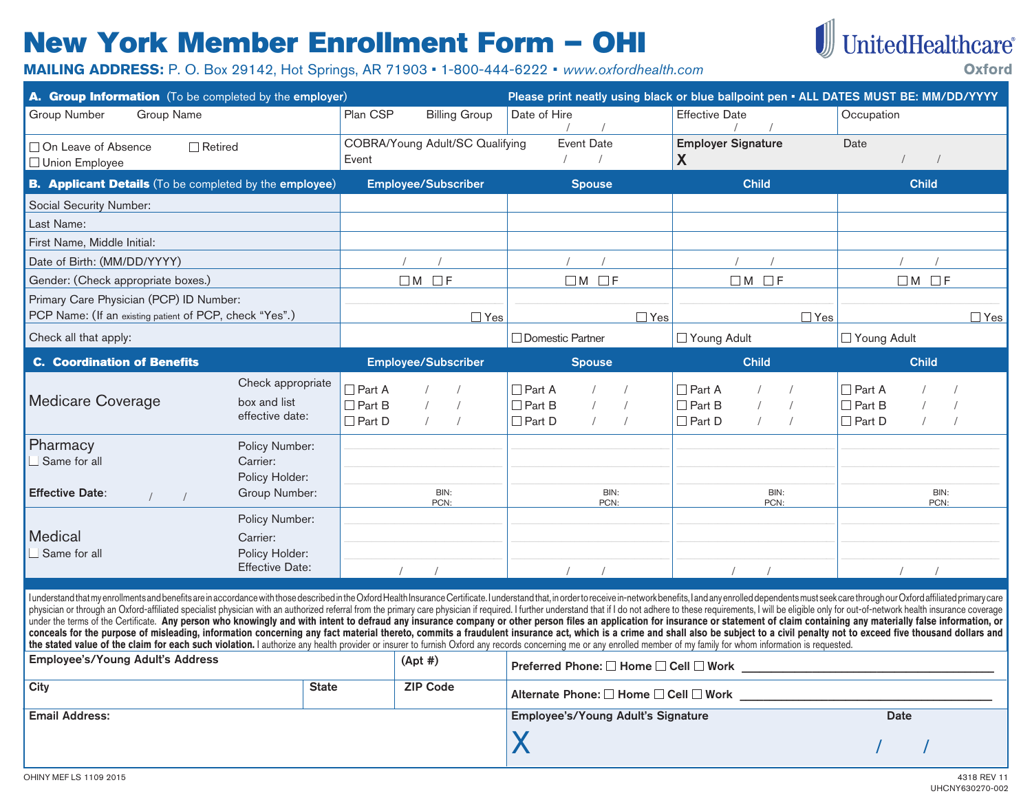# New York Member Enrollment Form – OHI

UnitedHealthcare Oxford

**MAILING ADDRESS:** P. O. Box 29142, Hot Springs, AR 71903 ▪ 1-800-444-6222 ▪ *www.oxfordhealth.com*

## A. Group Information (To be completed by the employer)

Please print neatly using black or blue ballpoint pen ▪ ALL DATES MUST BE: MM/DD/YYYY

| | | | | | |
|---|---|---|---|---|---|
| Group Number &nbsp; Group Name | Plan CSP &nbsp; Billing Group | Date of Hire / / | Effective Date / / | Occupation | |
| ☐ On Leave of Absence ☐ Retired ☐ Union Employee | COBRA/Young Adult/SC Qualifying Event | Event Date / / | **Employer Signature** X | Date / / | |

## B. Applicant Details (To be completed by the employee)

| | Employee/Subscriber | Spouse | Child | Child |
|---|---|---|---|---|
| Social Security Number: | | | | |
| Last Name: | | | | |
| First Name, Middle Initial: | | | | |
| Date of Birth: (MM/DD/YYYY) | / / | / / | / / | / / |
| Gender: (Check appropriate boxes.) | ☐M ☐F | ☐M ☐F | ☐M ☐F | ☐M ☐F |
| Primary Care Physician (PCP) ID Number: PCP Name: (If an existing patient of PCP, check "Yes".) | ☐Yes | ☐Yes | ☐Yes | ☐Yes |
| Check all that apply: | | ☐Domestic Partner | ☐ Young Adult | ☐ Young Adult |

## C. Coordination of Benefits

| | | Employee/Subscriber | Spouse | Child | Child |
|---|---|---|---|---|---|
| Medicare Coverage | Check appropriate box and list effective date: | ☐ Part A / / ☐ Part B / / ☐ Part D / / | ☐ Part A / / ☐ Part B / / ☐ Part D / / | ☐ Part A / / ☐ Part B / / ☐ Part D / / | ☐ Part A / / ☐ Part B / / ☐ Part D / / |
| Pharmacy ☐ Same for all **Effective Date**: / / | Policy Number: Carrier: Policy Holder: Group Number: | BIN: PCN: | BIN: PCN: | BIN: PCN: | BIN: PCN: |
| Medical ☐ Same for all | Policy Number: Carrier: Policy Holder: Effective Date: | / / | / / | / / | / / |

I understand that my enrollments and benefits are in accordance with those described in the Oxford Health Insurance Certificate. I understand that, in order to receive in-network benefits, I and any enrolled dependents must seek care through our Oxford affiliated primary care physician or through an Oxford-affiliated specialist physician with an authorized referral from the primary care physician if required. I further understand that if I do not adhere to these requirements, I will be eligible only for out-of-network health insurance coverage under the terms of the Certificate. **Any person who knowingly and with intent to defraud any insurance company or other person files an application for insurance or statement of claim containing any materially false information, or conceals for the purpose of misleading, information concerning any fact material thereto, commits a fraudulent insurance act, which is a crime and shall also be subject to a civil penalty not to exceed five thousand dollars and the stated value of the claim for each such violation.** I authorize any health provider or insurer to furnish Oxford any records concerning me or any enrolled member of my family for whom information is requested.

| | | | |
|---|---|---|---|
| **Employee's/Young Adult's Address** | | **(Apt #)** | **Preferred Phone:** ☐ **Home** ☐ **Cell** ☐ **Work** ______ |
| **City** | **State** | **ZIP Code** | **Alternate Phone:** ☐ **Home** ☐ **Cell** ☐ **Work** ______ |
| **Email Address:** | | | **Employee's/Young Adult's Signature** X &nbsp; **Date** / / |

OHINY MEF LS 1109 2015

4318 REV 11
UHCNY630270-002